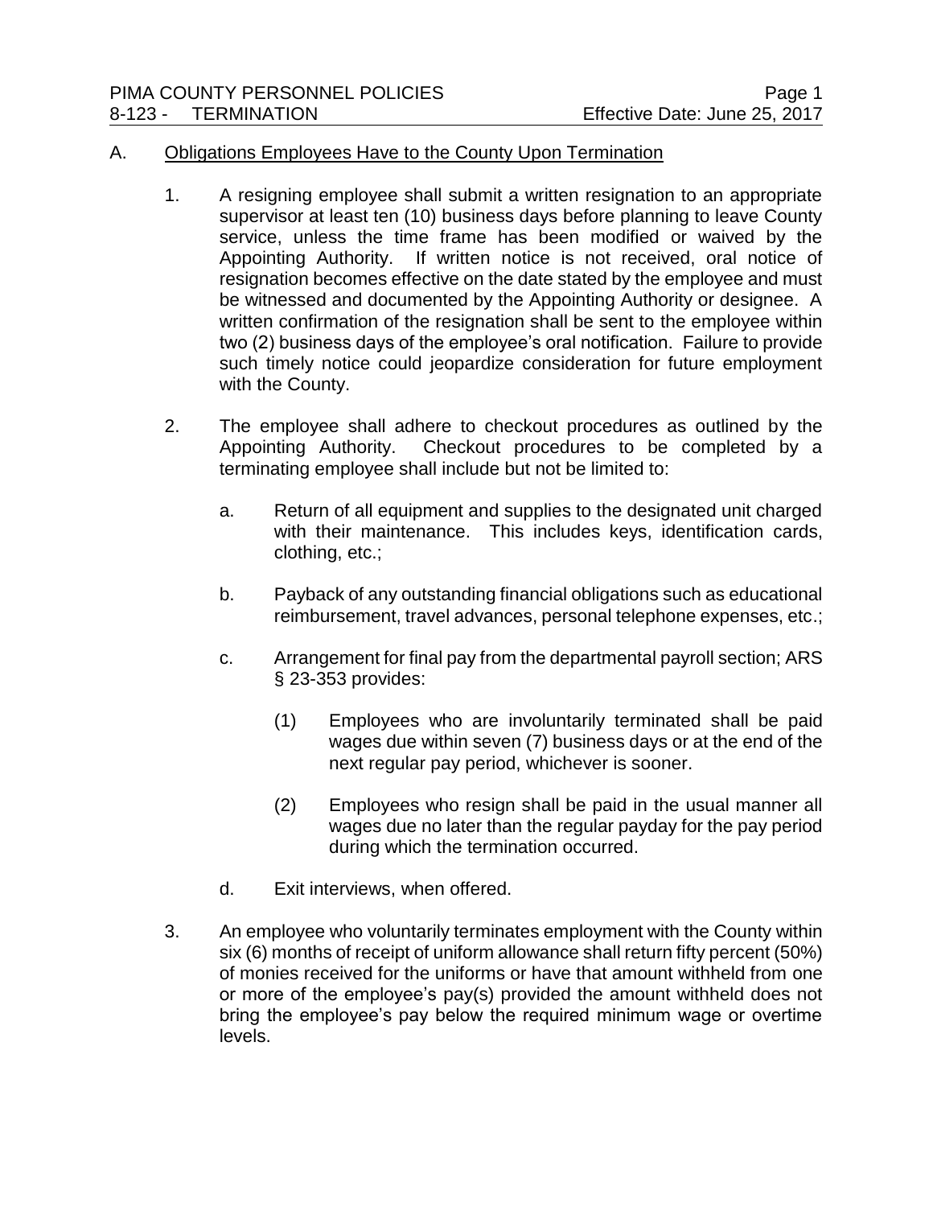# PIMA COUNTY PERSONNEL POLICIES

## 8-123 - TERMINATION

Effective Date: June 25, 2017

### A. Obligations Employees Have to the County Upon Termination

1. A resigning employee shall submit a written resignation to an appropriate supervisor at least ten (10) business days before planning to leave County service, unless the time frame has been modified or waived by the Appointing Authority. If written notice is not received, oral notice of resignation becomes effective on the date stated by the employee and must be witnessed and documented by the Appointing Authority or designee. A written confirmation of the resignation shall be sent to the employee within two (2) business days of the employee's oral notification. Failure to provide such timely notice could jeopardize consideration for future employment with the County.

2. The employee shall adhere to checkout procedures as outlined by the Appointing Authority. Checkout procedures to be completed by a terminating employee shall include but not be limited to:

   a. Return of all equipment and supplies to the designated unit charged with their maintenance. This includes keys, identification cards, clothing, etc.;

   b. Payback of any outstanding financial obligations such as educational reimbursement, travel advances, personal telephone expenses, etc.;

   c. Arrangement for final pay from the departmental payroll section; ARS § 23-353 provides:

      (1) Employees who are involuntarily terminated shall be paid wages due within seven (7) business days or at the end of the next regular pay period, whichever is sooner.

      (2) Employees who resign shall be paid in the usual manner all wages due no later than the regular payday for the pay period during which the termination occurred.

   d. Exit interviews, when offered.

3. An employee who voluntarily terminates employment with the County within six (6) months of receipt of uniform allowance shall return fifty percent (50%) of monies received for the uniforms or have that amount withheld from one or more of the employee's pay(s) provided the amount withheld does not bring the employee's pay below the required minimum wage or overtime levels.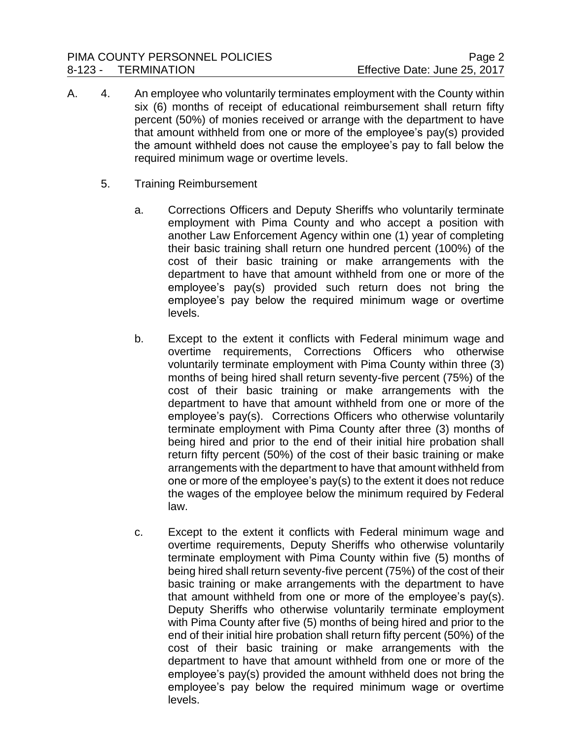A. 4. An employee who voluntarily terminates employment with the County within six (6) months of receipt of educational reimbursement shall return fifty percent (50%) of monies received or arrange with the department to have that amount withheld from one or more of the employee's pay(s) provided the amount withheld does not cause the employee's pay to fall below the required minimum wage or overtime levels.

5. Training Reimbursement

a. Corrections Officers and Deputy Sheriffs who voluntarily terminate employment with Pima County and who accept a position with another Law Enforcement Agency within one (1) year of completing their basic training shall return one hundred percent (100%) of the cost of their basic training or make arrangements with the department to have that amount withheld from one or more of the employee's pay(s) provided such return does not bring the employee's pay below the required minimum wage or overtime levels.

b. Except to the extent it conflicts with Federal minimum wage and overtime requirements, Corrections Officers who otherwise voluntarily terminate employment with Pima County within three (3) months of being hired shall return seventy-five percent (75%) of the cost of their basic training or make arrangements with the department to have that amount withheld from one or more of the employee's pay(s). Corrections Officers who otherwise voluntarily terminate employment with Pima County after three (3) months of being hired and prior to the end of their initial hire probation shall return fifty percent (50%) of the cost of their basic training or make arrangements with the department to have that amount withheld from one or more of the employee's pay(s) to the extent it does not reduce the wages of the employee below the minimum required by Federal law.

c. Except to the extent it conflicts with Federal minimum wage and overtime requirements, Deputy Sheriffs who otherwise voluntarily terminate employment with Pima County within five (5) months of being hired shall return seventy-five percent (75%) of the cost of their basic training or make arrangements with the department to have that amount withheld from one or more of the employee's pay(s). Deputy Sheriffs who otherwise voluntarily terminate employment with Pima County after five (5) months of being hired and prior to the end of their initial hire probation shall return fifty percent (50%) of the cost of their basic training or make arrangements with the department to have that amount withheld from one or more of the employee's pay(s) provided the amount withheld does not bring the employee's pay below the required minimum wage or overtime levels.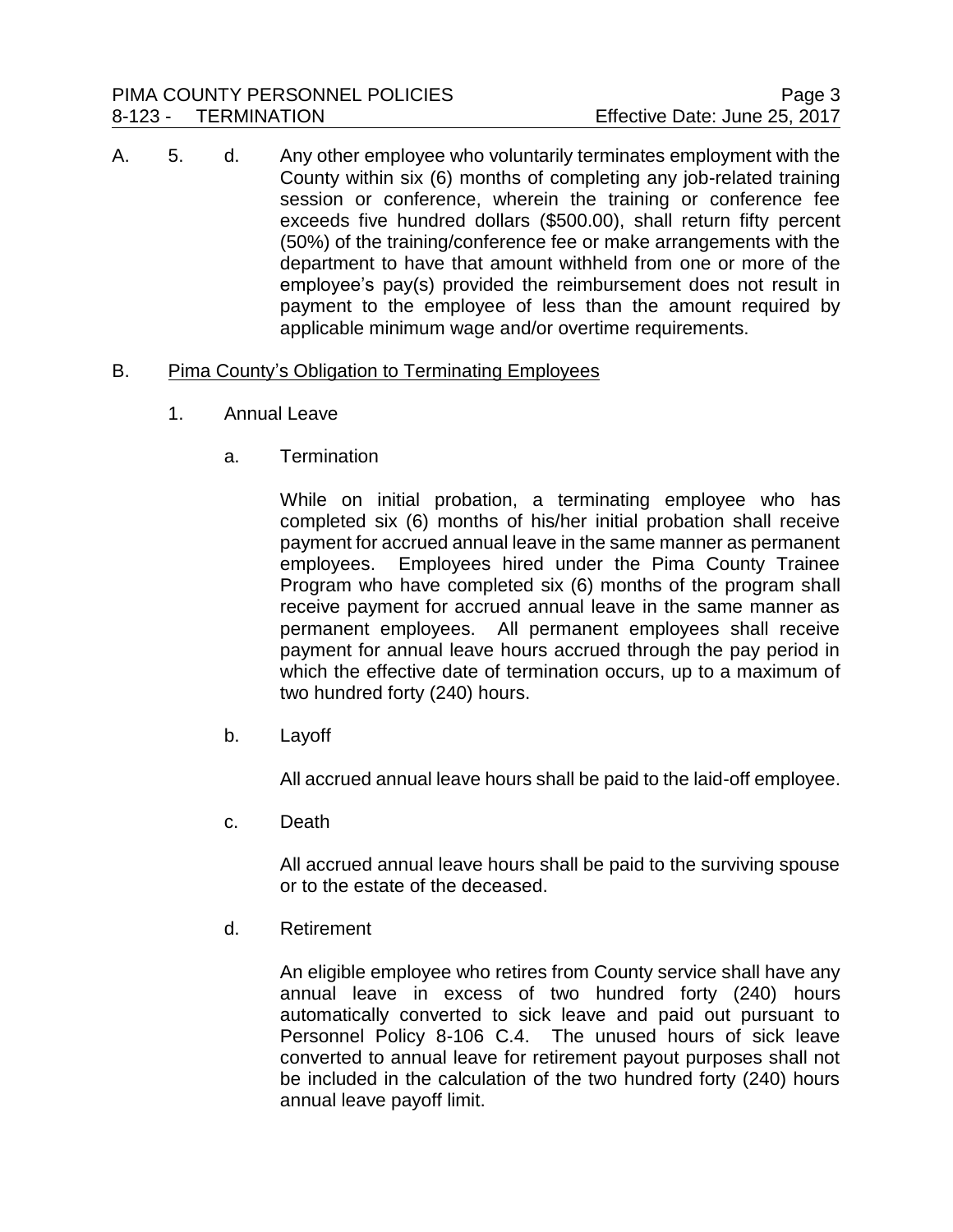A. 5. d. Any other employee who voluntarily terminates employment with the County within six (6) months of completing any job-related training session or conference, wherein the training or conference fee exceeds five hundred dollars ($500.00), shall return fifty percent (50%) of the training/conference fee or make arrangements with the department to have that amount withheld from one or more of the employee's pay(s) provided the reimbursement does not result in payment to the employee of less than the amount required by applicable minimum wage and/or overtime requirements.

B. Pima County's Obligation to Terminating Employees

1. Annual Leave

a. Termination

While on initial probation, a terminating employee who has completed six (6) months of his/her initial probation shall receive payment for accrued annual leave in the same manner as permanent employees. Employees hired under the Pima County Trainee Program who have completed six (6) months of the program shall receive payment for accrued annual leave in the same manner as permanent employees. All permanent employees shall receive payment for annual leave hours accrued through the pay period in which the effective date of termination occurs, up to a maximum of two hundred forty (240) hours.

b. Layoff

All accrued annual leave hours shall be paid to the laid-off employee.

c. Death

All accrued annual leave hours shall be paid to the surviving spouse or to the estate of the deceased.

d. Retirement

An eligible employee who retires from County service shall have any annual leave in excess of two hundred forty (240) hours automatically converted to sick leave and paid out pursuant to Personnel Policy 8-106 C.4. The unused hours of sick leave converted to annual leave for retirement payout purposes shall not be included in the calculation of the two hundred forty (240) hours annual leave payoff limit.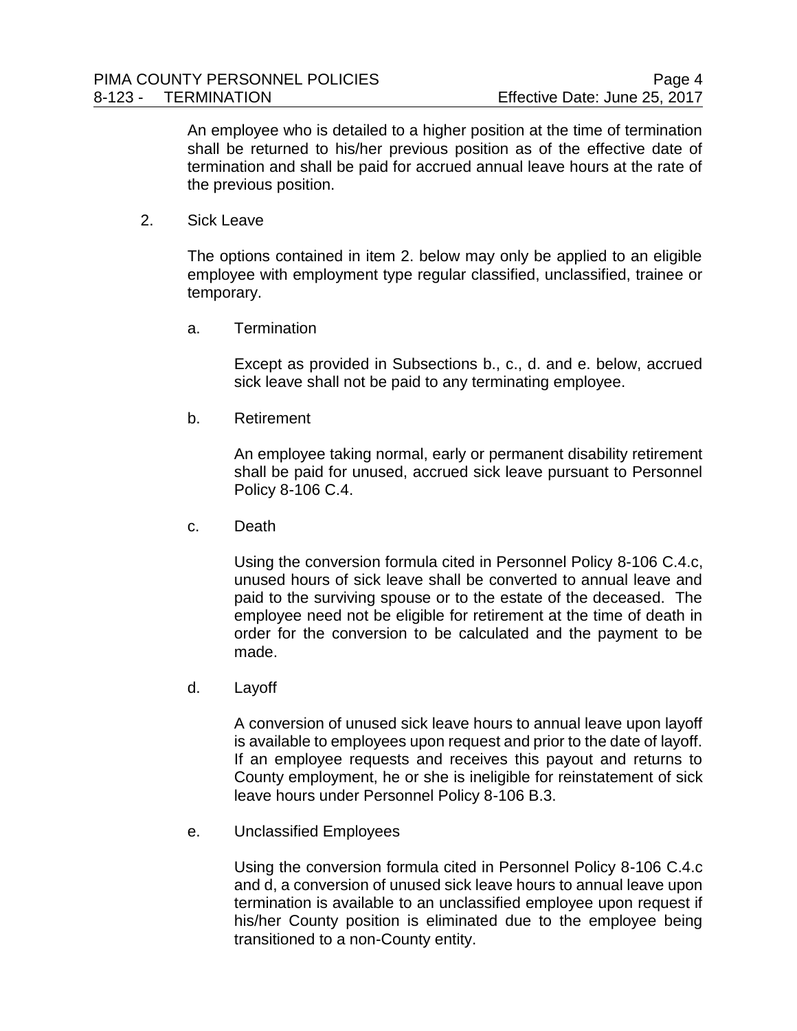An employee who is detailed to a higher position at the time of termination shall be returned to his/her previous position as of the effective date of termination and shall be paid for accrued annual leave hours at the rate of the previous position.

2. Sick Leave

The options contained in item 2. below may only be applied to an eligible employee with employment type regular classified, unclassified, trainee or temporary.

a. Termination

Except as provided in Subsections b., c., d. and e. below, accrued sick leave shall not be paid to any terminating employee.

b. Retirement

An employee taking normal, early or permanent disability retirement shall be paid for unused, accrued sick leave pursuant to Personnel Policy 8-106 C.4.

c. Death

Using the conversion formula cited in Personnel Policy 8-106 C.4.c, unused hours of sick leave shall be converted to annual leave and paid to the surviving spouse or to the estate of the deceased. The employee need not be eligible for retirement at the time of death in order for the conversion to be calculated and the payment to be made.

d. Layoff

A conversion of unused sick leave hours to annual leave upon layoff is available to employees upon request and prior to the date of layoff. If an employee requests and receives this payout and returns to County employment, he or she is ineligible for reinstatement of sick leave hours under Personnel Policy 8-106 B.3.

e. Unclassified Employees

Using the conversion formula cited in Personnel Policy 8-106 C.4.c and d, a conversion of unused sick leave hours to annual leave upon termination is available to an unclassified employee upon request if his/her County position is eliminated due to the employee being transitioned to a non-County entity.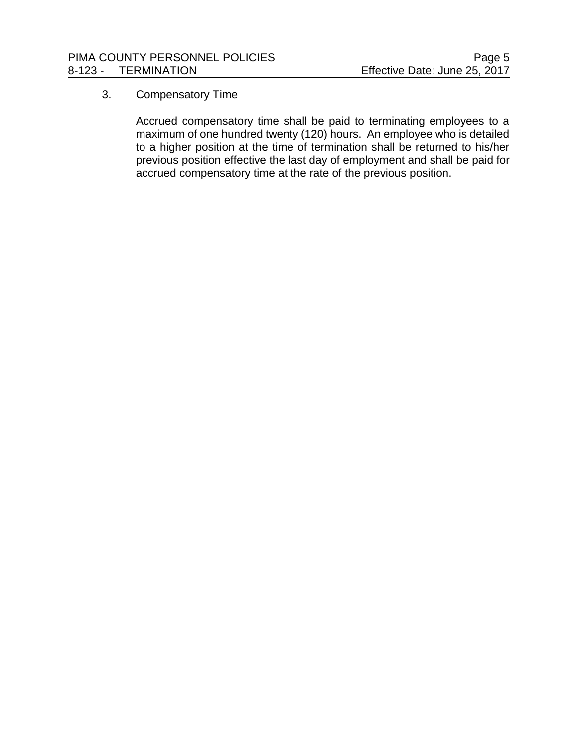3. Compensatory Time

   Accrued compensatory time shall be paid to terminating employees to a maximum of one hundred twenty (120) hours. An employee who is detailed to a higher position at the time of termination shall be returned to his/her previous position effective the last day of employment and shall be paid for accrued compensatory time at the rate of the previous position.